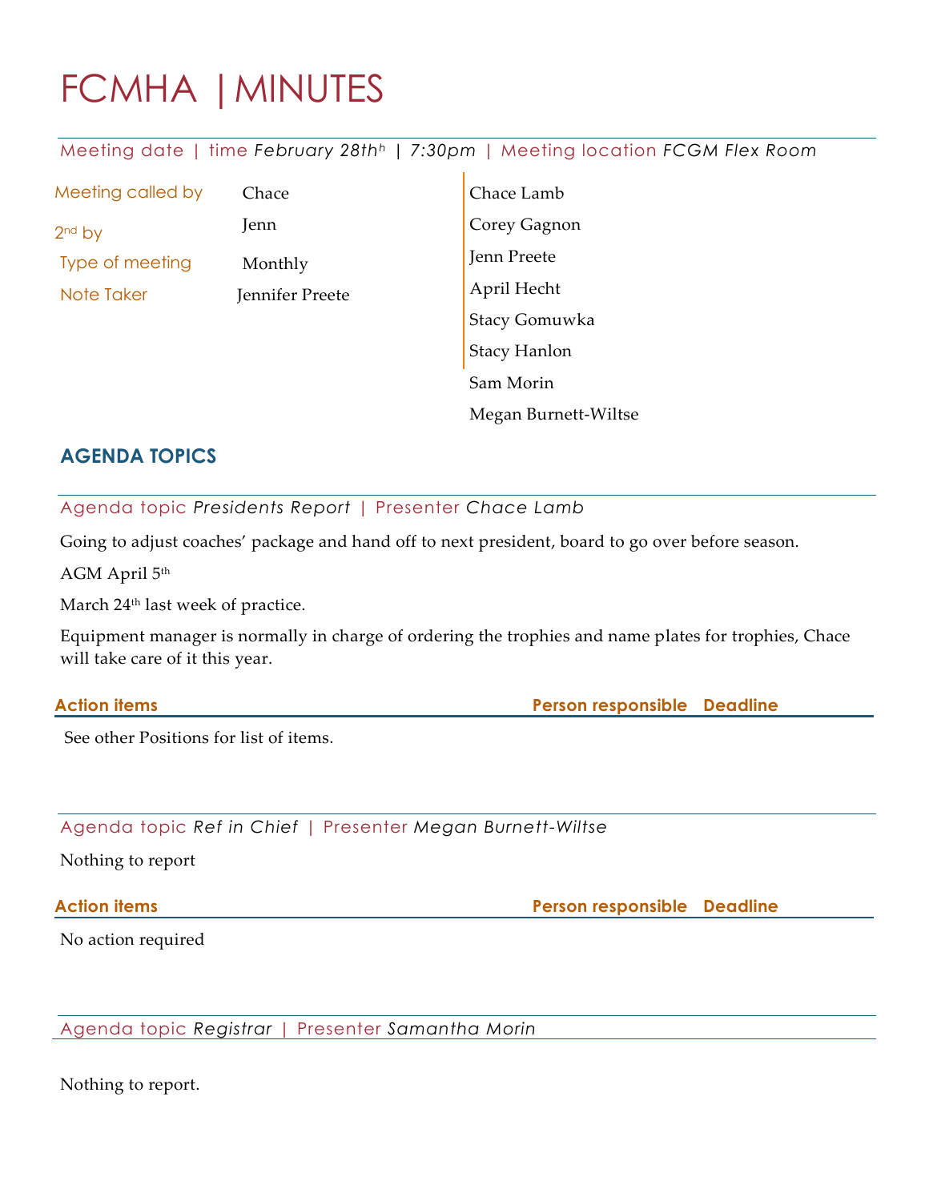# FCMHA | MINUTES

Meeting date | time *February 28th$^h$ | 7:30pm* | Meeting location *FCGM Flex Room*

| | | Attendees |
|---|---|---|
| Meeting called by | Chace | Chace Lamb |
| 2nd by | Jenn | Corey Gagnon |
| Type of meeting | Monthly | Jenn Preete |
| Note Taker | Jennifer Preete | April Hecht |
| | | Stacy Gomuwka |
| | | Stacy Hanlon |
| | | Sam Morin |
| | | Megan Burnett-Wiltse |

## AGENDA TOPICS

### Agenda topic *Presidents Report* | Presenter *Chace Lamb*

Going to adjust coaches' package and hand off to next president, board to go over before season.

AGM April 5th

March 24th last week of practice.

Equipment manager is normally in charge of ordering the trophies and name plates for trophies, Chace will take care of it this year.

| Action items | Person responsible | Deadline |
|---|---|---|
| See other Positions for list of items. | | |

### Agenda topic *Ref in Chief* | Presenter *Megan Burnett-Wiltse*

Nothing to report

| Action items | Person responsible | Deadline |
|---|---|---|
| No action required | | |

### Agenda topic *Registrar* | Presenter *Samantha Morin*

Nothing to report.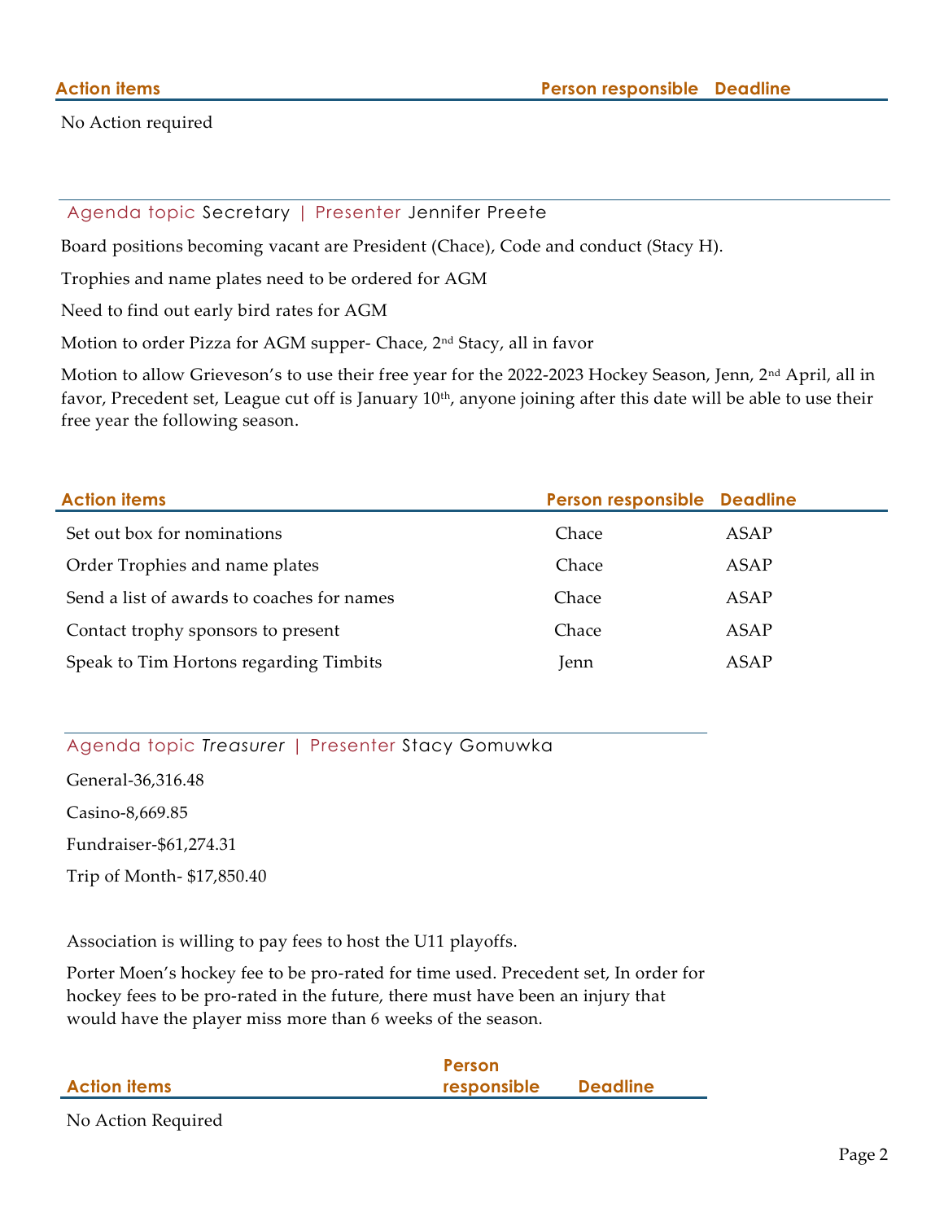| Action items | Person responsible | Deadline |
|---|---|---|
| No Action required | | |

Agenda topic Secretary | Presenter Jennifer Preete

Board positions becoming vacant are President (Chace), Code and conduct (Stacy H).

Trophies and name plates need to be ordered for AGM

Need to find out early bird rates for AGM

Motion to order Pizza for AGM supper- Chace, 2nd Stacy, all in favor

Motion to allow Grieveson's to use their free year for the 2022-2023 Hockey Season, Jenn, 2nd April, all in favor, Precedent set, League cut off is January 10th, anyone joining after this date will be able to use their free year the following season.

| Action items | Person responsible | Deadline |
|---|---|---|
| Set out box for nominations | Chace | ASAP |
| Order Trophies and name plates | Chace | ASAP |
| Send a list of awards to coaches for names | Chace | ASAP |
| Contact trophy sponsors to present | Chace | ASAP |
| Speak to Tim Hortons regarding Timbits | Jenn | ASAP |

Agenda topic *Treasurer* | Presenter Stacy Gomuwka

General-36,316.48

Casino-8,669.85

Fundraiser-$61,274.31

Trip of Month- $17,850.40

Association is willing to pay fees to host the U11 playoffs.

Porter Moen's hockey fee to be pro-rated for time used. Precedent set, In order for hockey fees to be pro-rated in the future, there must have been an injury that would have the player miss more than 6 weeks of the season.

| Action items | Person responsible | Deadline |
|---|---|---|
| No Action Required | | |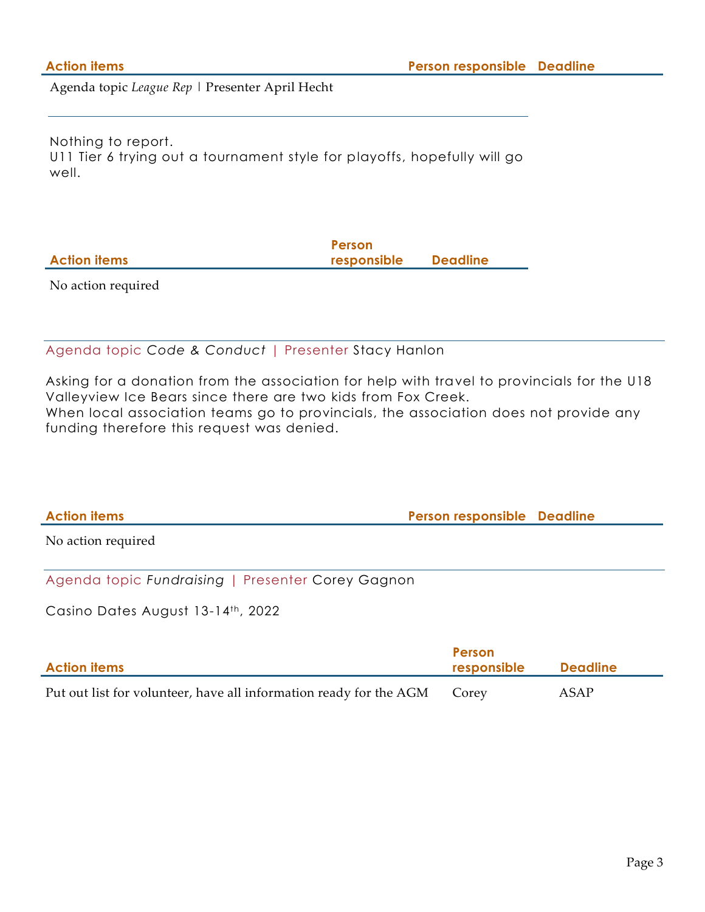| Action items | Person responsible | Deadline |
|---|---|---|

Agenda topic *League Rep* | Presenter April Hecht

Nothing to report.
U11 Tier 6 trying out a tournament style for playoffs, hopefully will go well.

| Action items | Person responsible | Deadline |
|---|---|---|
| No action required | | |

Agenda topic *Code & Conduct* | Presenter Stacy Hanlon

Asking for a donation from the association for help with travel to provincials for the U18 Valleyview Ice Bears since there are two kids from Fox Creek.
When local association teams go to provincials, the association does not provide any funding therefore this request was denied.

| Action items | Person responsible | Deadline |
|---|---|---|
| No action required | | |

Agenda topic *Fundraising* | Presenter Corey Gagnon

Casino Dates August 13-14th, 2022

| Action items | Person responsible | Deadline |
|---|---|---|
| Put out list for volunteer, have all information ready for the AGM | Corey | ASAP |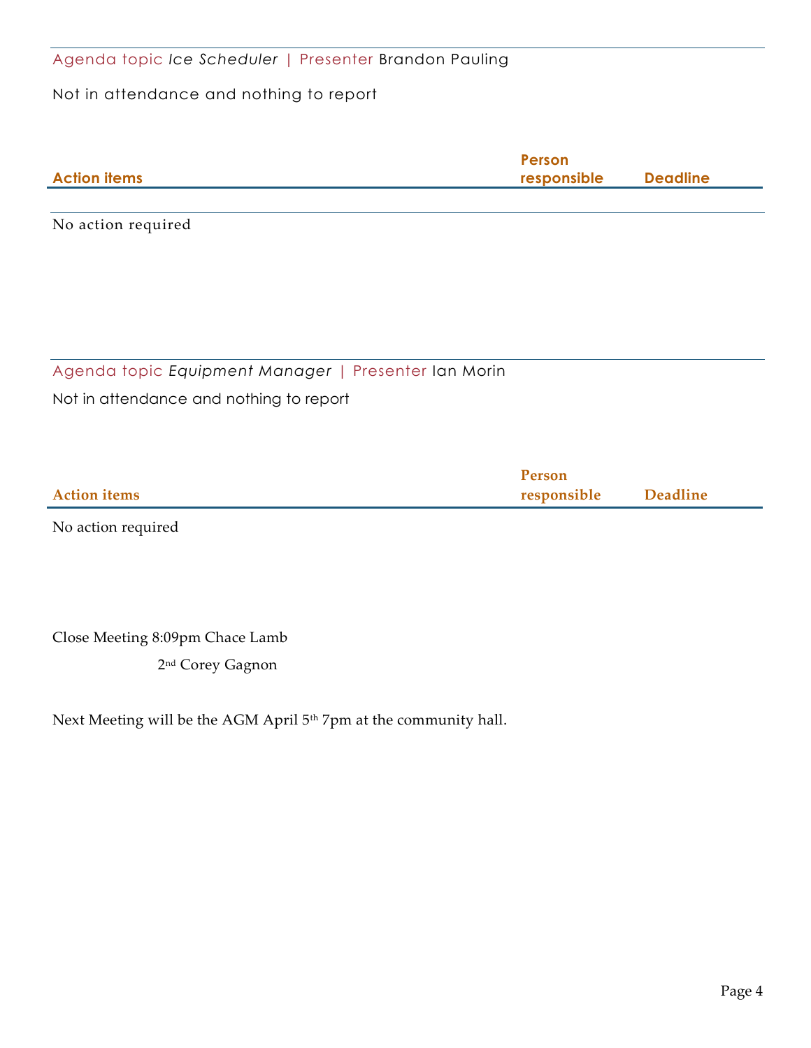Agenda topic *Ice Scheduler* | Presenter Brandon Pauling

Not in attendance and nothing to report

| Action items | Person responsible | Deadline |
|---|---|---|
| | | |

No action required

Agenda topic *Equipment Manager* | Presenter Ian Morin

Not in attendance and nothing to report

| Action items | Person responsible | Deadline |
|---|---|---|

No action required

Close Meeting 8:09pm Chace Lamb

2nd Corey Gagnon

Next Meeting will be the AGM April 5th 7pm at the community hall.